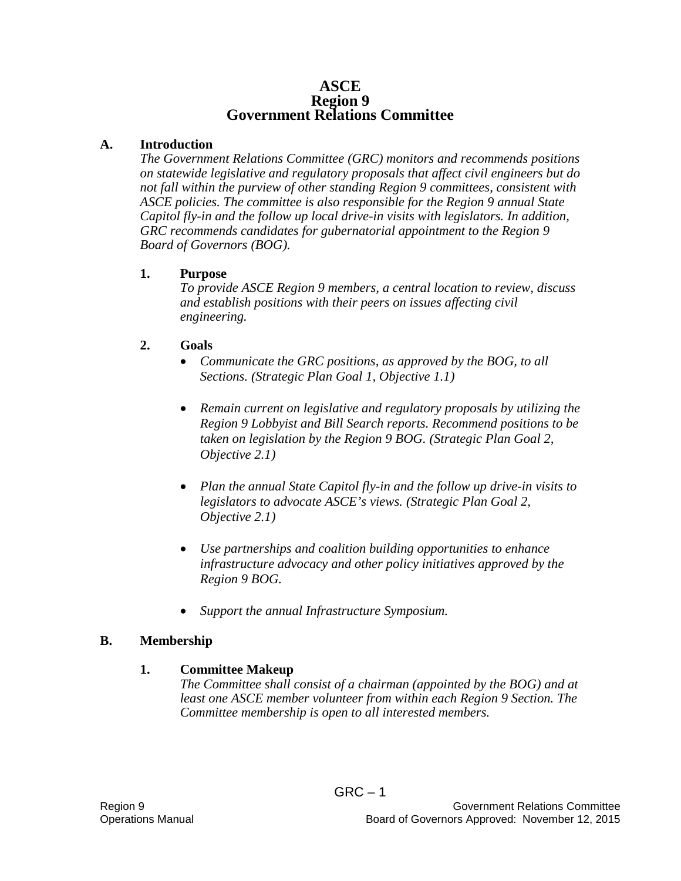# ASCE
# Region 9
# Government Relations Committee

## A. Introduction

*The Government Relations Committee (GRC) monitors and recommends positions on statewide legislative and regulatory proposals that affect civil engineers but do not fall within the purview of other standing Region 9 committees, consistent with ASCE policies. The committee is also responsible for the Region 9 annual State Capitol fly-in and the follow up local drive-in visits with legislators. In addition, GRC recommends candidates for gubernatorial appointment to the Region 9 Board of Governors (BOG).*

### 1. Purpose

*To provide ASCE Region 9 members, a central location to review, discuss and establish positions with their peers on issues affecting civil engineering.*

### 2. Goals

- *Communicate the GRC positions, as approved by the BOG, to all Sections. (Strategic Plan Goal 1, Objective 1.1)*
- *Remain current on legislative and regulatory proposals by utilizing the Region 9 Lobbyist and Bill Search reports. Recommend positions to be taken on legislation by the Region 9 BOG. (Strategic Plan Goal 2, Objective 2.1)*
- *Plan the annual State Capitol fly-in and the follow up drive-in visits to legislators to advocate ASCE's views. (Strategic Plan Goal 2, Objective 2.1)*
- *Use partnerships and coalition building opportunities to enhance infrastructure advocacy and other policy initiatives approved by the Region 9 BOG.*
- *Support the annual Infrastructure Symposium.*

## B. Membership

### 1. Committee Makeup

*The Committee shall consist of a chairman (appointed by the BOG) and at least one ASCE member volunteer from within each Region 9 Section. The Committee membership is open to all interested members.*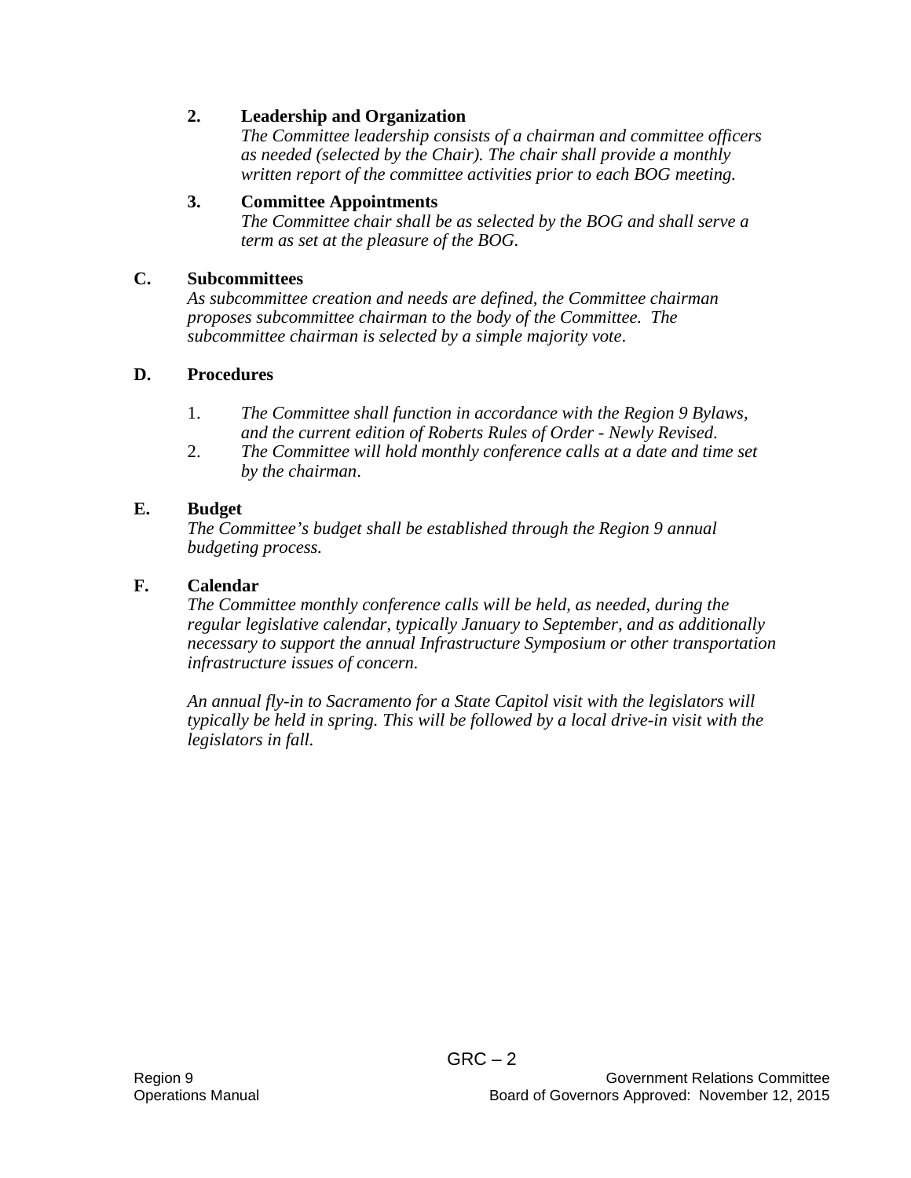**2. Leadership and Organization**

*The Committee leadership consists of a chairman and committee officers as needed (selected by the Chair). The chair shall provide a monthly written report of the committee activities prior to each BOG meeting.*

**3. Committee Appointments**

*The Committee chair shall be as selected by the BOG and shall serve a term as set at the pleasure of the BOG.*

## C. Subcommittees

*As subcommittee creation and needs are defined, the Committee chairman proposes subcommittee chairman to the body of the Committee. The subcommittee chairman is selected by a simple majority vote.*

## D. Procedures

1. *The Committee shall function in accordance with the Region 9 Bylaws, and the current edition of Roberts Rules of Order - Newly Revised.*
2. *The Committee will hold monthly conference calls at a date and time set by the chairman.*

## E. Budget

*The Committee's budget shall be established through the Region 9 annual budgeting process.*

## F. Calendar

*The Committee monthly conference calls will be held, as needed, during the regular legislative calendar, typically January to September, and as additionally necessary to support the annual Infrastructure Symposium or other transportation infrastructure issues of concern.*

*An annual fly-in to Sacramento for a State Capitol visit with the legislators will typically be held in spring. This will be followed by a local drive-in visit with the legislators in fall.*